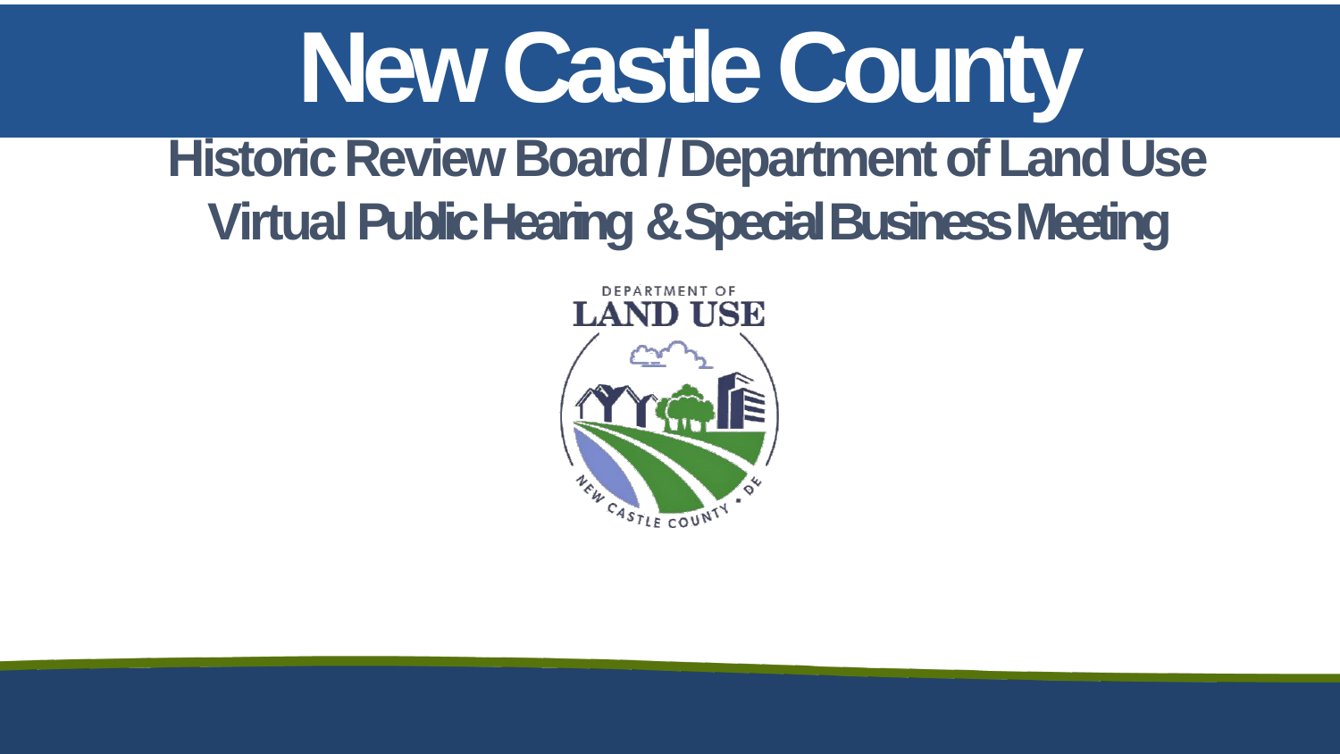# New Castle County

## Historic Review Board / Department of Land Use

## Virtual Public Hearing & Special Business Meeting

DEPARTMENT OF LAND USE

NEW CASTLE COUNTY • DE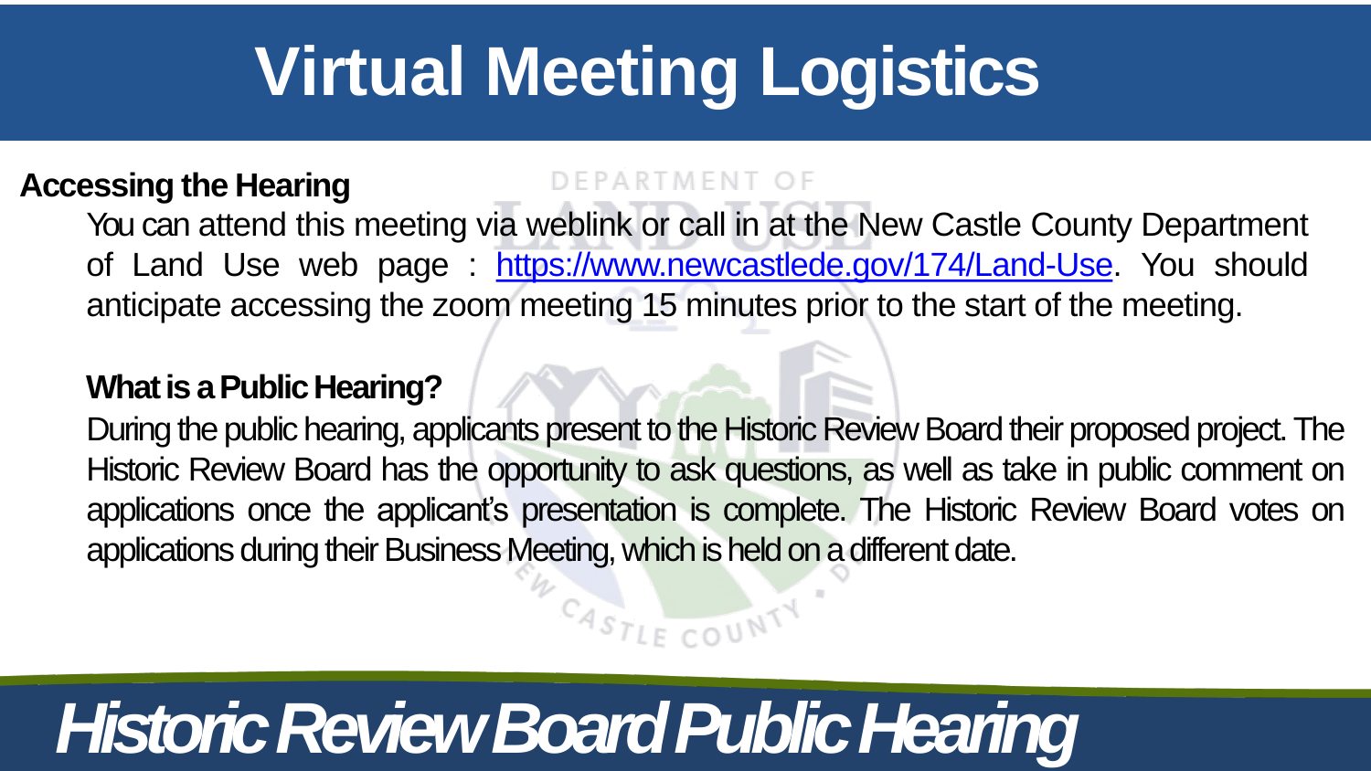# Virtual Meeting Logistics

**Accessing the Hearing**

You can attend this meeting via weblink or call in at the New Castle County Department of Land Use web page : [https://www.newcastlede.gov/174/Land-Use](https://www.newcastlede.gov/174/Land-Use). You should anticipate accessing the zoom meeting 15 minutes prior to the start of the meeting.

**What is a Public Hearing?**

During the public hearing, applicants present to the Historic Review Board their proposed project. The Historic Review Board has the opportunity to ask questions, as well as take in public comment on applications once the applicant's presentation is complete. The Historic Review Board votes on applications during their Business Meeting, which is held on a different date.

***Historic Review Board Public Hearing***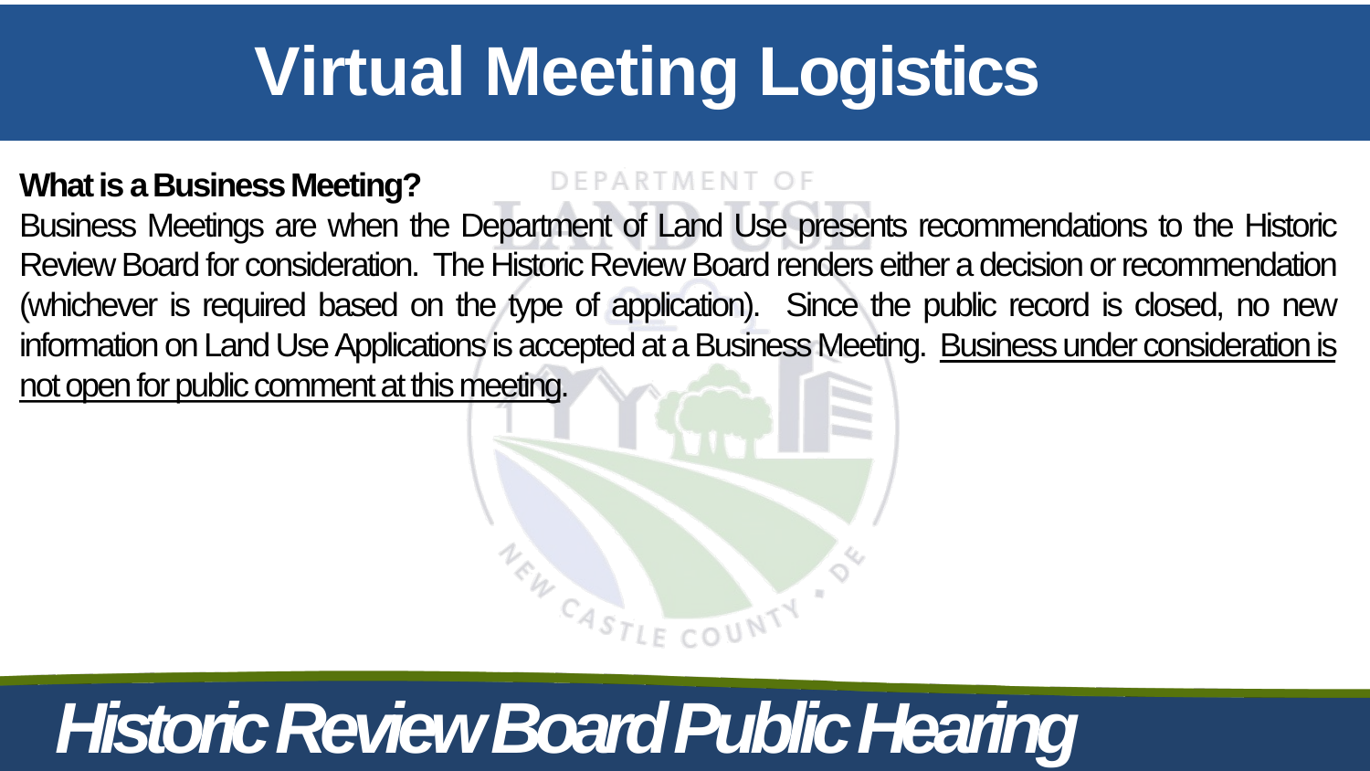# Virtual Meeting Logistics

**What is a Business Meeting?**

Business Meetings are when the Department of Land Use presents recommendations to the Historic Review Board for consideration. The Historic Review Board renders either a decision or recommendation (whichever is required based on the type of application). Since the public record is closed, no new information on Land Use Applications is accepted at a Business Meeting. Business under consideration is not open for public comment at this meeting.

*Historic Review Board Public Hearing*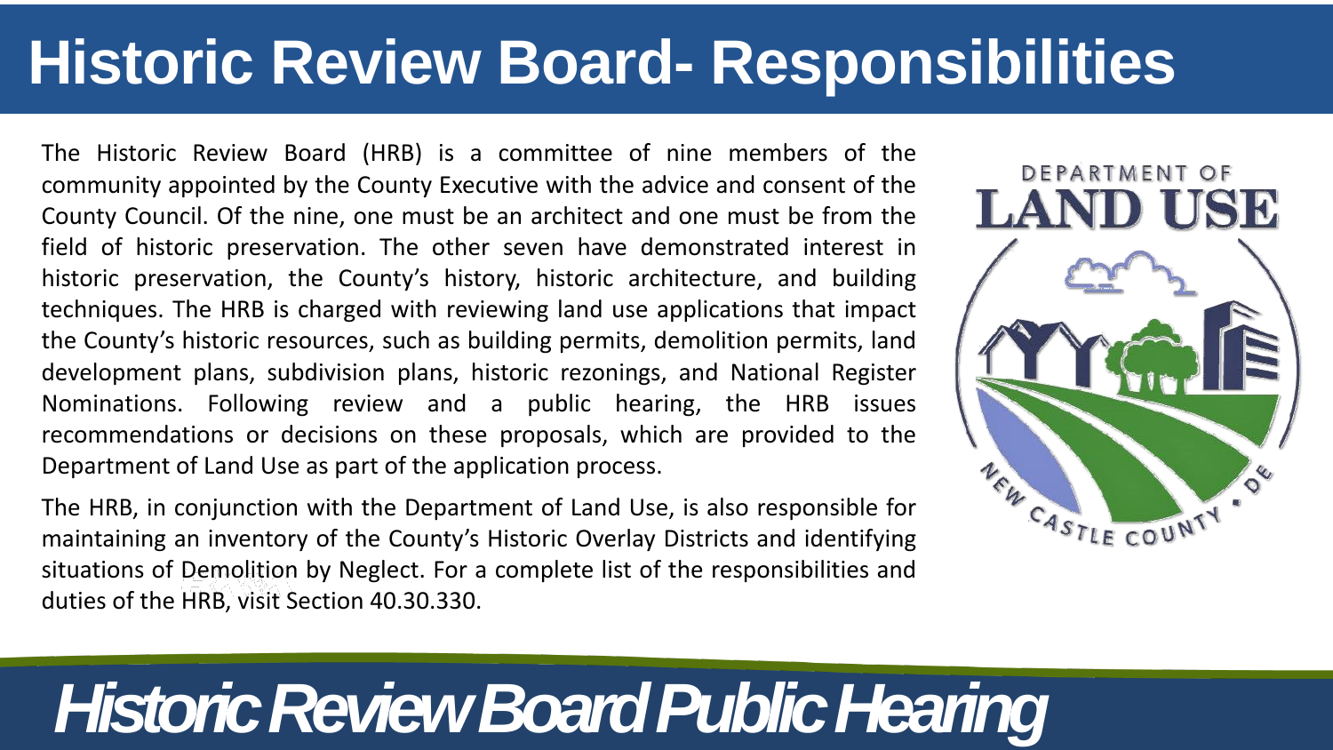# Historic Review Board- Responsibilities

The Historic Review Board (HRB) is a committee of nine members of the community appointed by the County Executive with the advice and consent of the County Council. Of the nine, one must be an architect and one must be from the field of historic preservation. The other seven have demonstrated interest in historic preservation, the County's history, historic architecture, and building techniques. The HRB is charged with reviewing land use applications that impact the County's historic resources, such as building permits, demolition permits, land development plans, subdivision plans, historic rezonings, and National Register Nominations. Following review and a public hearing, the HRB issues recommendations or decisions on these proposals, which are provided to the Department of Land Use as part of the application process.

The HRB, in conjunction with the Department of Land Use, is also responsible for maintaining an inventory of the County's Historic Overlay Districts and identifying situations of Demolition by Neglect. For a complete list of the responsibilities and duties of the HRB, visit Section 40.30.330.

DEPARTMENT OF LAND USE

NEW CASTLE COUNTY • DE

*Historic Review Board Public Hearing*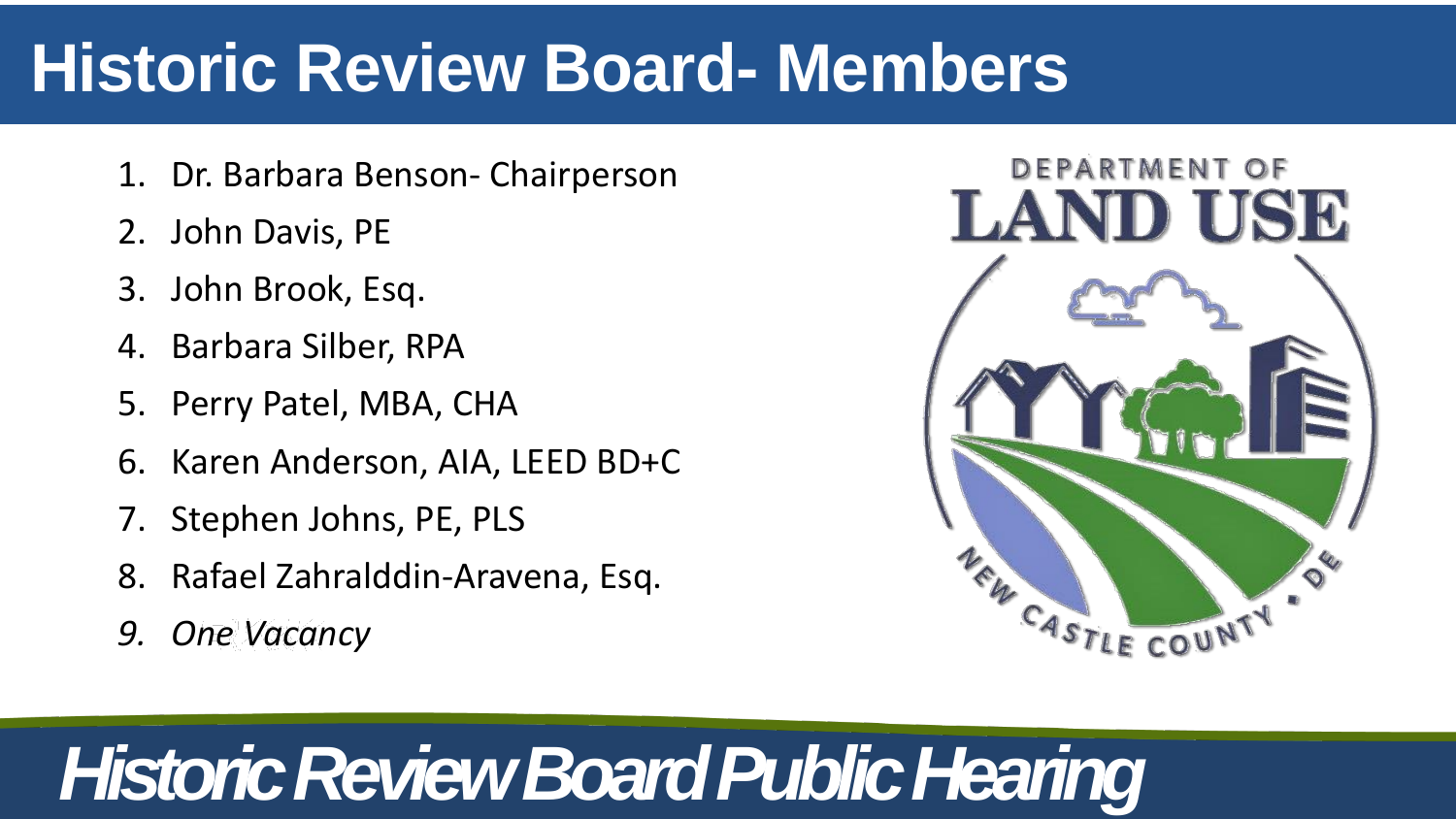# Historic Review Board- Members

1. Dr. Barbara Benson- Chairperson
2. John Davis, PE
3. John Brook, Esq.
4. Barbara Silber, RPA
5. Perry Patel, MBA, CHA
6. Karen Anderson, AIA, LEED BD+C
7. Stephen Johns, PE, PLS
8. Rafael Zahralddin-Aravena, Esq.
9. *One Vacancy*

DEPARTMENT OF LAND USE

NEW CASTLE COUNTY • DE

*Historic Review Board Public Hearing*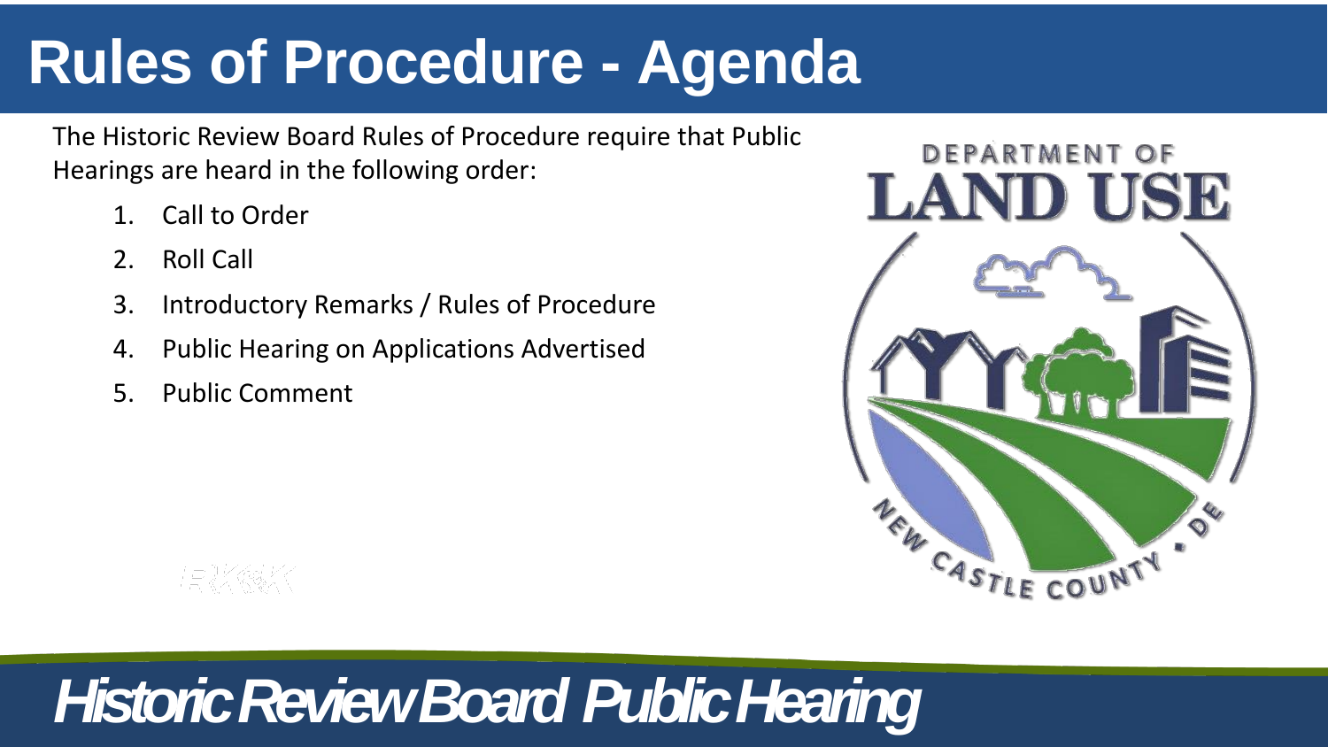# Rules of Procedure - Agenda

The Historic Review Board Rules of Procedure require that Public Hearings are heard in the following order:

1. Call to Order
2. Roll Call
3. Introductory Remarks / Rules of Procedure
4. Public Hearing on Applications Advertised
5. Public Comment

*Historic Review Board Public Hearing*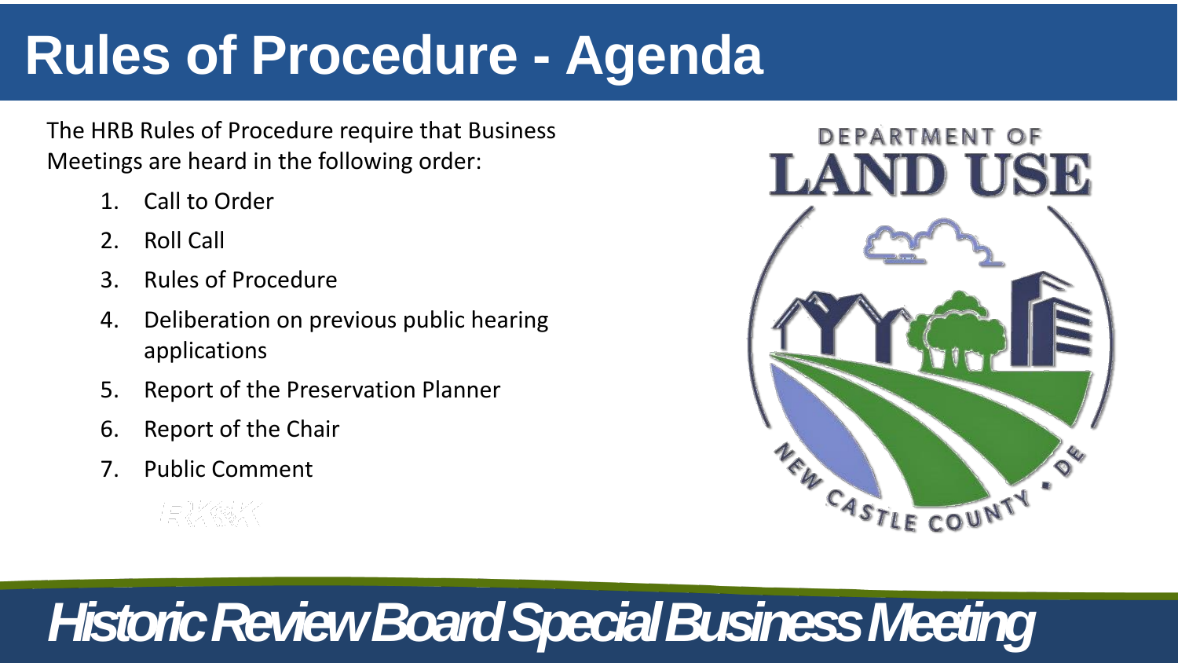# Rules of Procedure - Agenda

The HRB Rules of Procedure require that Business Meetings are heard in the following order:

1. Call to Order
2. Roll Call
3. Rules of Procedure
4. Deliberation on previous public hearing applications
5. Report of the Preservation Planner
6. Report of the Chair
7. Public Comment

DEPARTMENT OF LAND USE

NEW CASTLE COUNTY • DE

***Historic Review Board Special Business Meeting***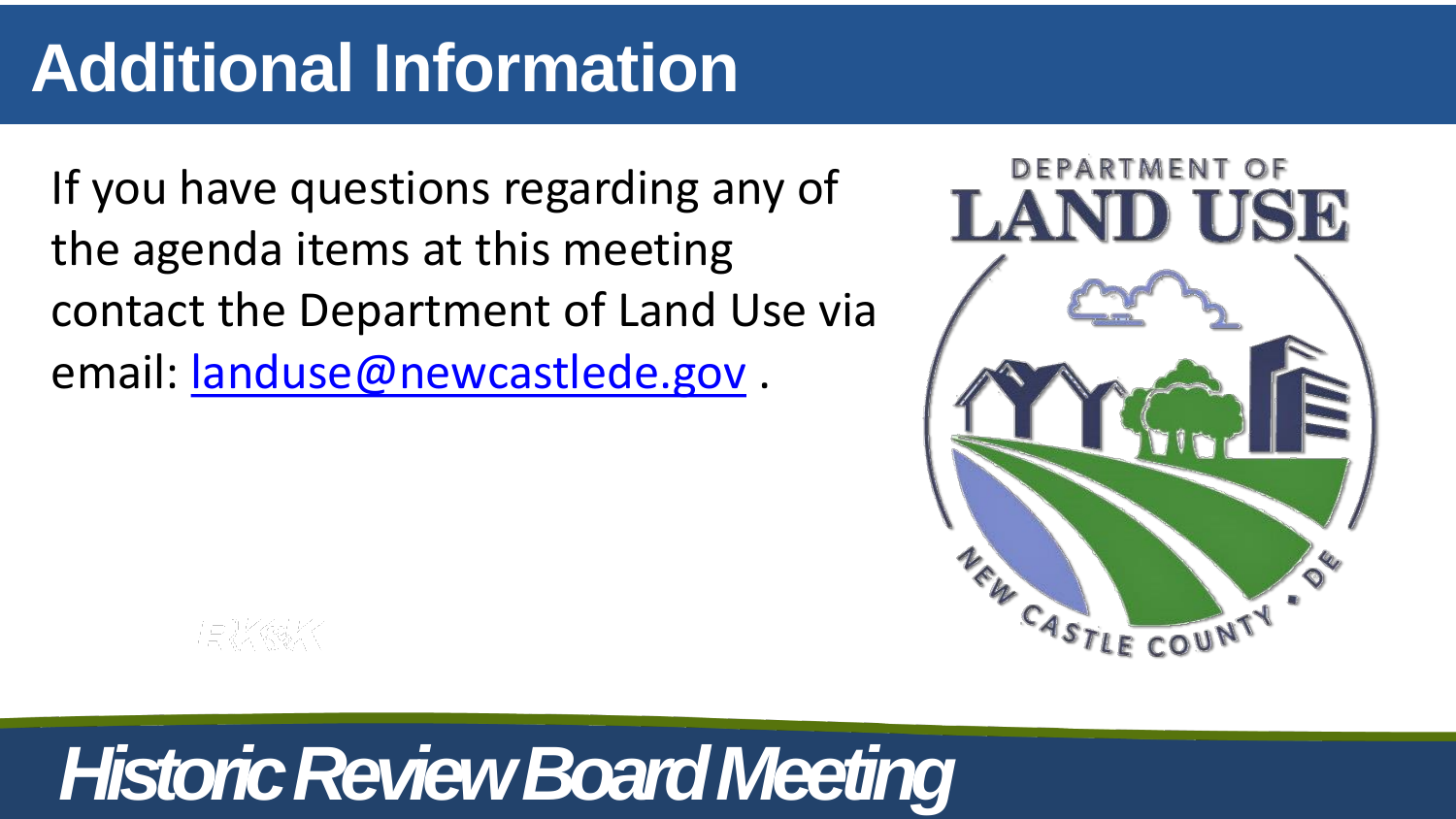# Additional Information

If you have questions regarding any of the agenda items at this meeting contact the Department of Land Use via email: [landuse@newcastlede.gov](mailto:landuse@newcastlede.gov) .

DEPARTMENT OF LAND USE

NEW CASTLE COUNTY • DE

Historic Review Board Meeting